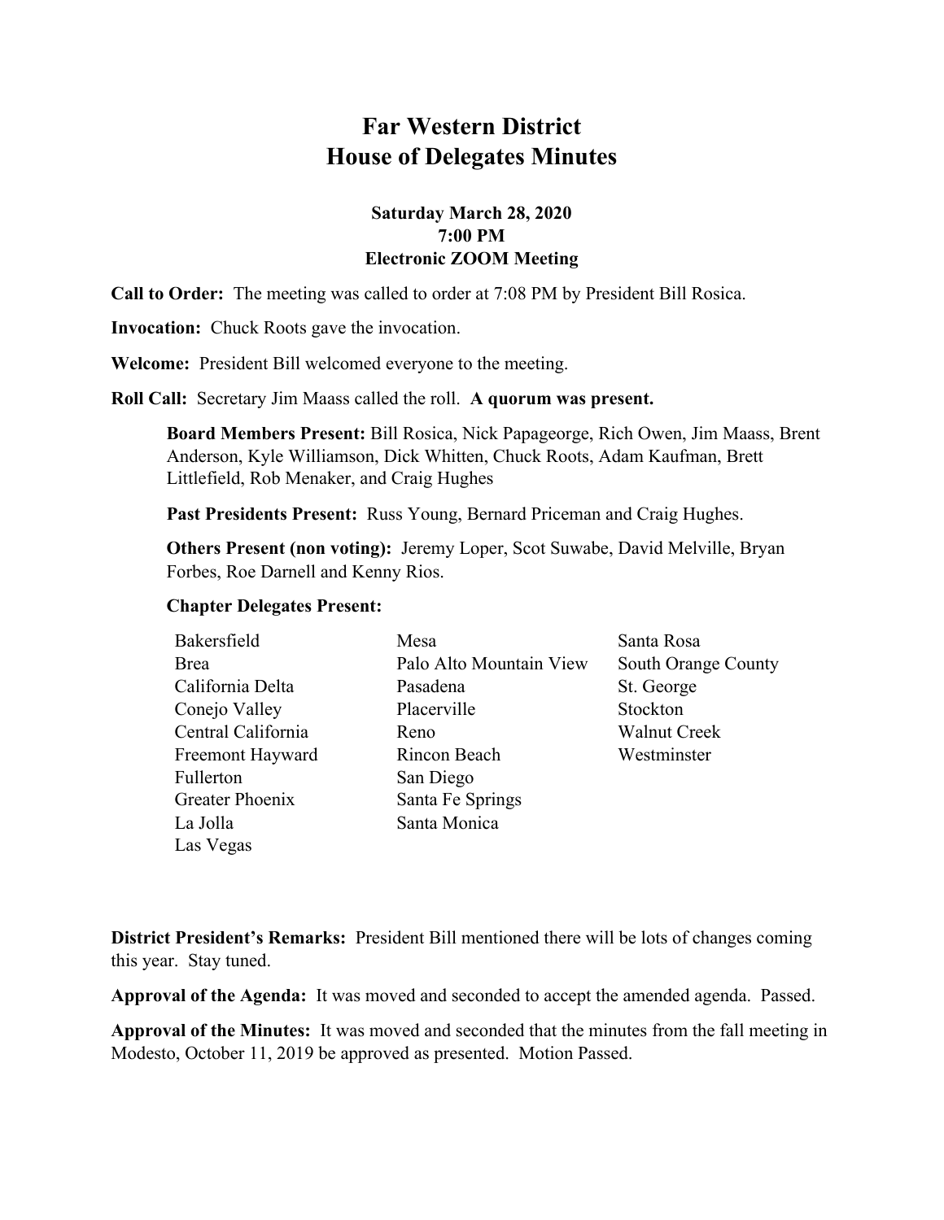# Far Western District
# House of Delegates Minutes

**Saturday March 28, 2020**
**7:00 PM**
**Electronic ZOOM Meeting**

**Call to Order:** The meeting was called to order at 7:08 PM by President Bill Rosica.

**Invocation:** Chuck Roots gave the invocation.

**Welcome:** President Bill welcomed everyone to the meeting.

**Roll Call:** Secretary Jim Maass called the roll. **A quorum was present.**

**Board Members Present:** Bill Rosica, Nick Papageorge, Rich Owen, Jim Maass, Brent Anderson, Kyle Williamson, Dick Whitten, Chuck Roots, Adam Kaufman, Brett Littlefield, Rob Menaker, and Craig Hughes

**Past Presidents Present:** Russ Young, Bernard Priceman and Craig Hughes.

**Others Present (non voting):** Jeremy Loper, Scot Suwabe, David Melville, Bryan Forbes, Roe Darnell and Kenny Rios.

**Chapter Delegates Present:**

- Bakersfield
- Brea
- California Delta
- Conejo Valley
- Central California
- Freemont Hayward
- Fullerton
- Greater Phoenix
- La Jolla
- Las Vegas
- Mesa
- Palo Alto Mountain View
- Pasadena
- Placerville
- Reno
- Rincon Beach
- San Diego
- Santa Fe Springs
- Santa Monica
- Santa Rosa
- South Orange County
- St. George
- Stockton
- Walnut Creek
- Westminster

**District President's Remarks:** President Bill mentioned there will be lots of changes coming this year. Stay tuned.

**Approval of the Agenda:** It was moved and seconded to accept the amended agenda. Passed.

**Approval of the Minutes:** It was moved and seconded that the minutes from the fall meeting in Modesto, October 11, 2019 be approved as presented. Motion Passed.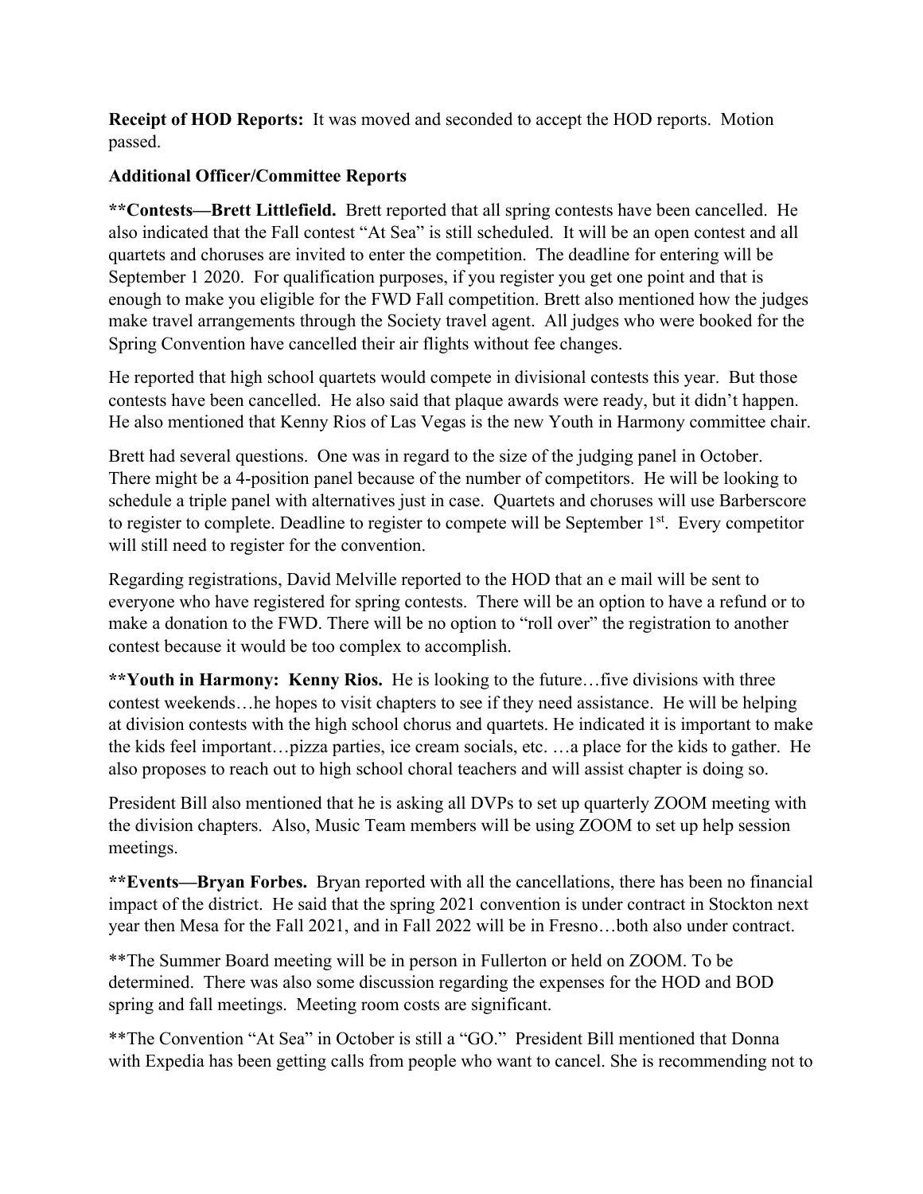**Receipt of HOD Reports:** It was moved and seconded to accept the HOD reports. Motion passed.

**Additional Officer/Committee Reports**

****Contests—Brett Littlefield.** Brett reported that all spring contests have been cancelled. He also indicated that the Fall contest "At Sea" is still scheduled. It will be an open contest and all quartets and choruses are invited to enter the competition. The deadline for entering will be September 1 2020. For qualification purposes, if you register you get one point and that is enough to make you eligible for the FWD Fall competition. Brett also mentioned how the judges make travel arrangements through the Society travel agent. All judges who were booked for the Spring Convention have cancelled their air flights without fee changes.

He reported that high school quartets would compete in divisional contests this year. But those contests have been cancelled. He also said that plaque awards were ready, but it didn't happen. He also mentioned that Kenny Rios of Las Vegas is the new Youth in Harmony committee chair.

Brett had several questions. One was in regard to the size of the judging panel in October. There might be a 4-position panel because of the number of competitors. He will be looking to schedule a triple panel with alternatives just in case. Quartets and choruses will use Barberscore to register to complete. Deadline to register to compete will be September 1st. Every competitor will still need to register for the convention.

Regarding registrations, David Melville reported to the HOD that an e mail will be sent to everyone who have registered for spring contests. There will be an option to have a refund or to make a donation to the FWD. There will be no option to "roll over" the registration to another contest because it would be too complex to accomplish.

****Youth in Harmony: Kenny Rios.** He is looking to the future…five divisions with three contest weekends…he hopes to visit chapters to see if they need assistance. He will be helping at division contests with the high school chorus and quartets. He indicated it is important to make the kids feel important…pizza parties, ice cream socials, etc. …a place for the kids to gather. He also proposes to reach out to high school choral teachers and will assist chapter is doing so.

President Bill also mentioned that he is asking all DVPs to set up quarterly ZOOM meeting with the division chapters. Also, Music Team members will be using ZOOM to set up help session meetings.

****Events—Bryan Forbes.** Bryan reported with all the cancellations, there has been no financial impact of the district. He said that the spring 2021 convention is under contract in Stockton next year then Mesa for the Fall 2021, and in Fall 2022 will be in Fresno…both also under contract.

**The Summer Board meeting will be in person in Fullerton or held on ZOOM. To be determined. There was also some discussion regarding the expenses for the HOD and BOD spring and fall meetings. Meeting room costs are significant.

**The Convention "At Sea" in October is still a "GO." President Bill mentioned that Donna with Expedia has been getting calls from people who want to cancel. She is recommending not to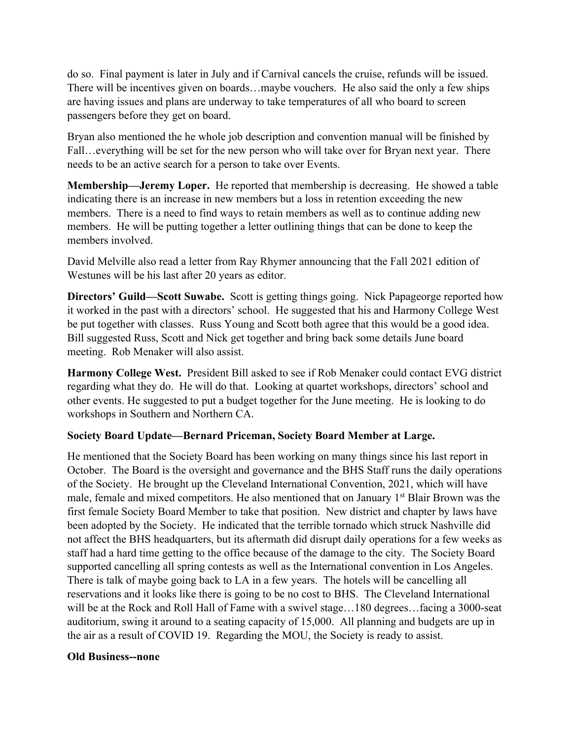do so. Final payment is later in July and if Carnival cancels the cruise, refunds will be issued. There will be incentives given on boards…maybe vouchers. He also said the only a few ships are having issues and plans are underway to take temperatures of all who board to screen passengers before they get on board.

Bryan also mentioned the he whole job description and convention manual will be finished by Fall…everything will be set for the new person who will take over for Bryan next year. There needs to be an active search for a person to take over Events.

**Membership—Jeremy Loper.** He reported that membership is decreasing. He showed a table indicating there is an increase in new members but a loss in retention exceeding the new members. There is a need to find ways to retain members as well as to continue adding new members. He will be putting together a letter outlining things that can be done to keep the members involved.

David Melville also read a letter from Ray Rhymer announcing that the Fall 2021 edition of Westunes will be his last after 20 years as editor.

**Directors' Guild—Scott Suwabe.** Scott is getting things going. Nick Papageorge reported how it worked in the past with a directors' school. He suggested that his and Harmony College West be put together with classes. Russ Young and Scott both agree that this would be a good idea. Bill suggested Russ, Scott and Nick get together and bring back some details June board meeting. Rob Menaker will also assist.

**Harmony College West.** President Bill asked to see if Rob Menaker could contact EVG district regarding what they do. He will do that. Looking at quartet workshops, directors' school and other events. He suggested to put a budget together for the June meeting. He is looking to do workshops in Southern and Northern CA.

**Society Board Update—Bernard Priceman, Society Board Member at Large.**

He mentioned that the Society Board has been working on many things since his last report in October. The Board is the oversight and governance and the BHS Staff runs the daily operations of the Society. He brought up the Cleveland International Convention, 2021, which will have male, female and mixed competitors. He also mentioned that on January 1st Blair Brown was the first female Society Board Member to take that position. New district and chapter by laws have been adopted by the Society. He indicated that the terrible tornado which struck Nashville did not affect the BHS headquarters, but its aftermath did disrupt daily operations for a few weeks as staff had a hard time getting to the office because of the damage to the city. The Society Board supported cancelling all spring contests as well as the International convention in Los Angeles. There is talk of maybe going back to LA in a few years. The hotels will be cancelling all reservations and it looks like there is going to be no cost to BHS. The Cleveland International will be at the Rock and Roll Hall of Fame with a swivel stage…180 degrees…facing a 3000-seat auditorium, swing it around to a seating capacity of 15,000. All planning and budgets are up in the air as a result of COVID 19. Regarding the MOU, the Society is ready to assist.

**Old Business--none**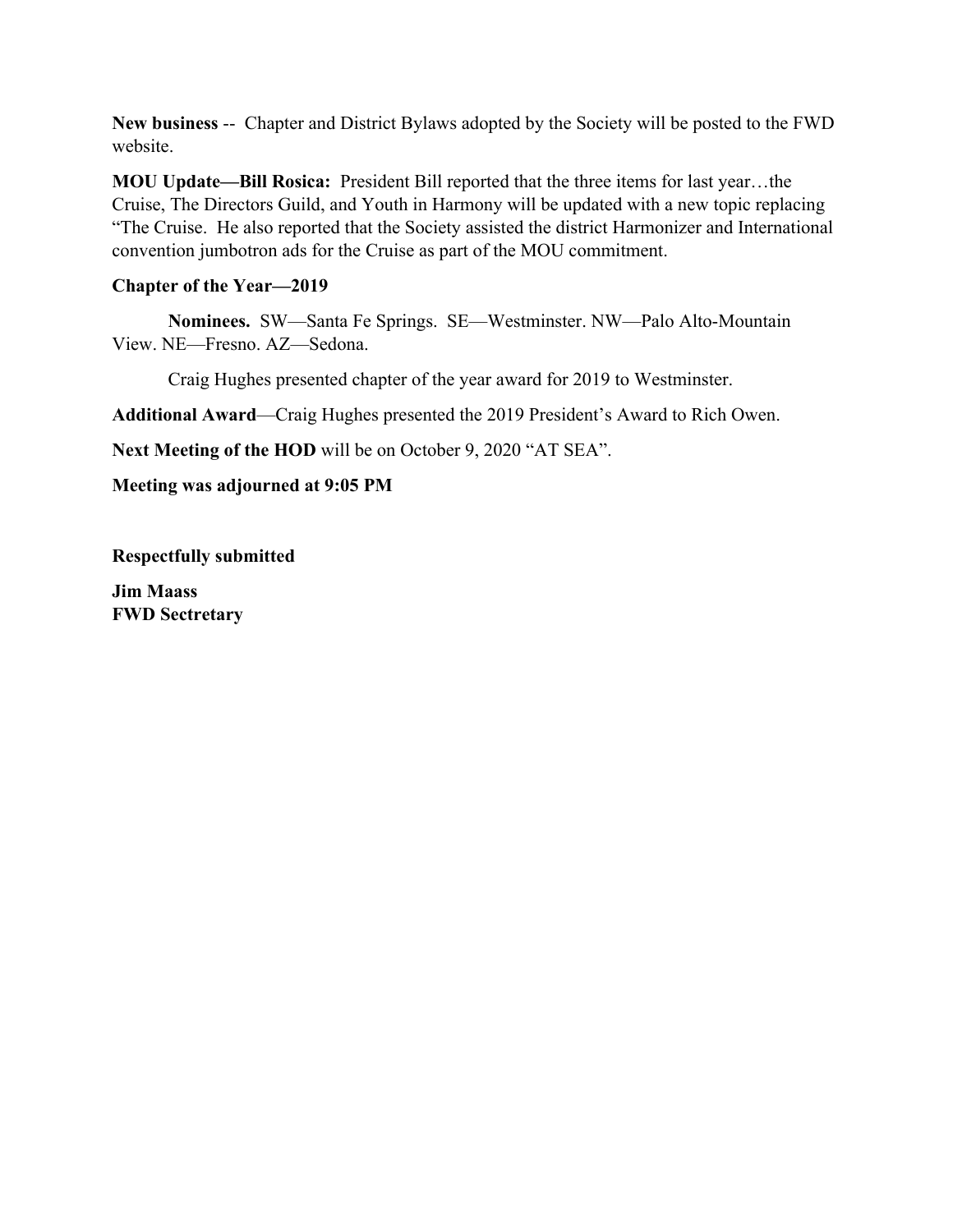**New business** -- Chapter and District Bylaws adopted by the Society will be posted to the FWD website.

**MOU Update—Bill Rosica:** President Bill reported that the three items for last year…the Cruise, The Directors Guild, and Youth in Harmony will be updated with a new topic replacing "The Cruise. He also reported that the Society assisted the district Harmonizer and International convention jumbotron ads for the Cruise as part of the MOU commitment.

**Chapter of the Year—2019**

**Nominees.** SW—Santa Fe Springs. SE—Westminster. NW—Palo Alto-Mountain View. NE—Fresno. AZ—Sedona.

Craig Hughes presented chapter of the year award for 2019 to Westminster.

**Additional Award**—Craig Hughes presented the 2019 President's Award to Rich Owen.

**Next Meeting of the HOD** will be on October 9, 2020 "AT SEA".

**Meeting was adjourned at 9:05 PM**

**Respectfully submitted**

**Jim Maass**
**FWD Sectretary**